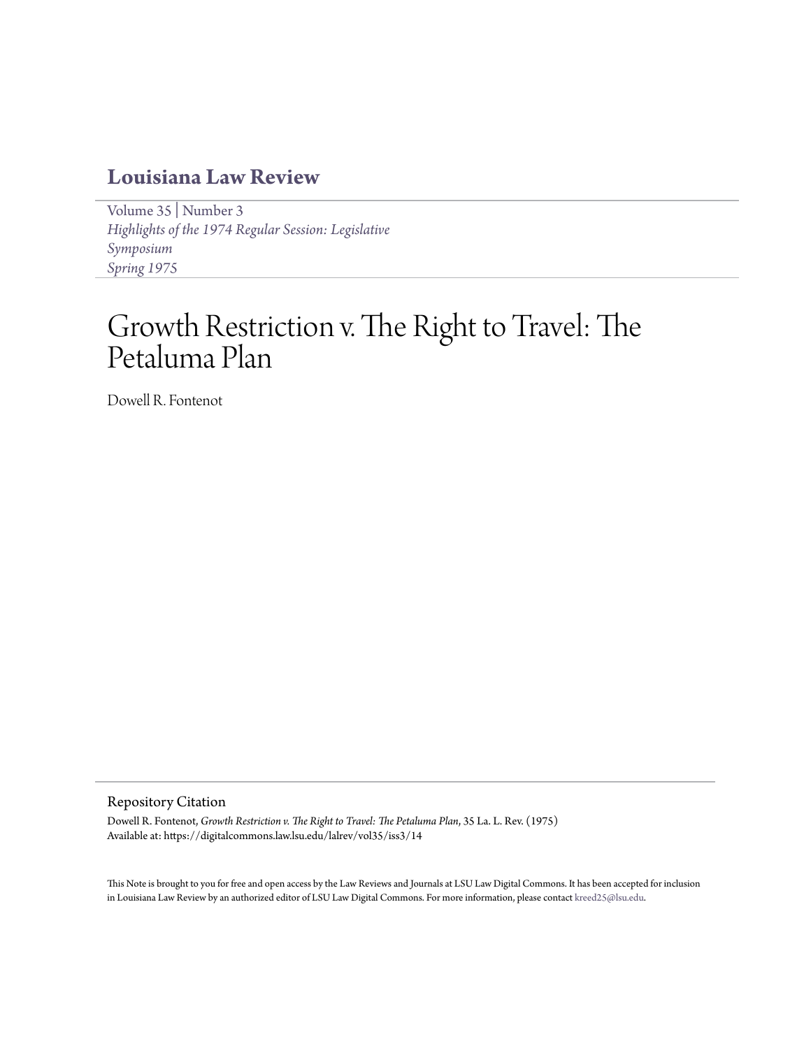# Louisiana Law Review

Volume 35 | Number 3
*Highlights of the 1974 Regular Session: Legislative Symposium*
*Spring 1975*

# Growth Restriction v. The Right to Travel: The Petaluma Plan

Dowell R. Fontenot

## Repository Citation

Dowell R. Fontenot, *Growth Restriction v. The Right to Travel: The Petaluma Plan*, 35 La. L. Rev. (1975)
Available at: https://digitalcommons.law.lsu.edu/lalrev/vol35/iss3/14

This Note is brought to you for free and open access by the Law Reviews and Journals at LSU Law Digital Commons. It has been accepted for inclusion in Louisiana Law Review by an authorized editor of LSU Law Digital Commons. For more information, please contact kreed25@lsu.edu.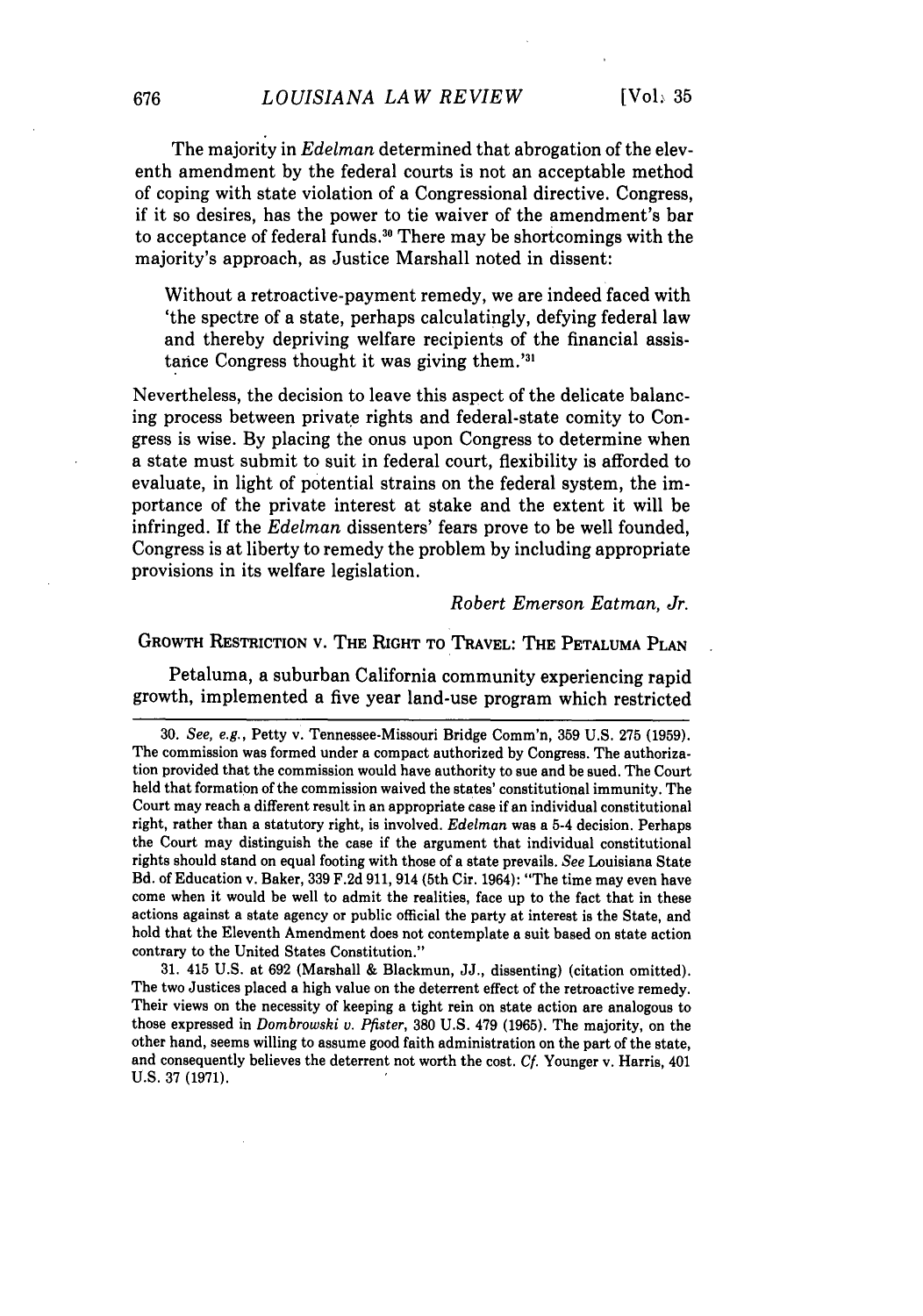The majority in *Edelman* determined that abrogation of the eleventh amendment by the federal courts is not an acceptable method of coping with state violation of a Congressional directive. Congress, if it so desires, has the power to tie waiver of the amendment's bar to acceptance of federal funds.[30] There may be shortcomings with the majority's approach, as Justice Marshall noted in dissent:

> Without a retroactive-payment remedy, we are indeed faced with 'the spectre of a state, perhaps calculatingly, defying federal law and thereby depriving welfare recipients of the financial assistance Congress thought it was giving them.'[31]

Nevertheless, the decision to leave this aspect of the delicate balancing process between private rights and federal-state comity to Congress is wise. By placing the onus upon Congress to determine when a state must submit to suit in federal court, flexibility is afforded to evaluate, in light of potential strains on the federal system, the importance of the private interest at stake and the extent it will be infringed. If the *Edelman* dissenters' fears prove to be well founded, Congress is at liberty to remedy the problem by including appropriate provisions in its welfare legislation.

*Robert Emerson Eatman, Jr.*

## GROWTH RESTRICTION v. THE RIGHT TO TRAVEL: THE PETALUMA PLAN

Petaluma, a suburban California community experiencing rapid growth, implemented a five year land-use program which restricted

---

30. *See, e.g.*, Petty v. Tennessee-Missouri Bridge Comm'n, 359 U.S. 275 (1959). The commission was formed under a compact authorized by Congress. The authorization provided that the commission would have authority to sue and be sued. The Court held that formation of the commission waived the states' constitutional immunity. The Court may reach a different result in an appropriate case if an individual constitutional right, rather than a statutory right, is involved. *Edelman* was a 5-4 decision. Perhaps the Court may distinguish the case if the argument that individual constitutional rights should stand on equal footing with those of a state prevails. *See* Louisiana State Bd. of Education v. Baker, 339 F.2d 911, 914 (5th Cir. 1964): "The time may even have come when it would be well to admit the realities, face up to the fact that in these actions against a state agency or public official the party at interest is the State, and hold that the Eleventh Amendment does not contemplate a suit based on state action contrary to the United States Constitution."

31. 415 U.S. at 692 (Marshall & Blackmun, JJ., dissenting) (citation omitted). The two Justices placed a high value on the deterrent effect of the retroactive remedy. Their views on the necessity of keeping a tight rein on state action are analogous to those expressed in *Dombrowski v. Pfister*, 380 U.S. 479 (1965). The majority, on the other hand, seems willing to assume good faith administration on the part of the state, and consequently believes the deterrent not worth the cost. *Cf.* Younger v. Harris, 401 U.S. 37 (1971).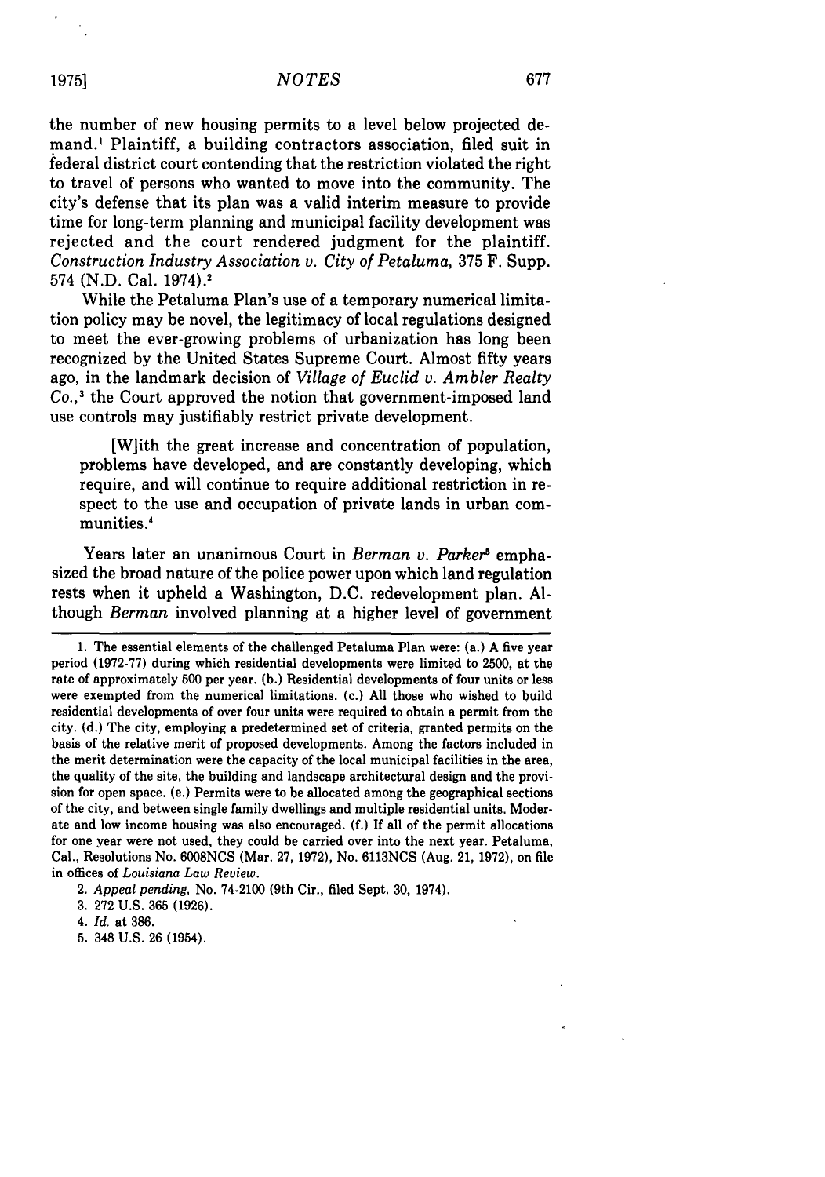the number of new housing permits to a level below projected demand.[1] Plaintiff, a building contractors association, filed suit in federal district court contending that the restriction violated the right to travel of persons who wanted to move into the community. The city's defense that its plan was a valid interim measure to provide time for long-term planning and municipal facility development was rejected and the court rendered judgment for the plaintiff. *Construction Industry Association v. City of Petaluma*, 375 F. Supp. 574 (N.D. Cal. 1974).[2]

While the Petaluma Plan's use of a temporary numerical limitation policy may be novel, the legitimacy of local regulations designed to meet the ever-growing problems of urbanization has long been recognized by the United States Supreme Court. Almost fifty years ago, in the landmark decision of *Village of Euclid v. Ambler Realty Co.*,[3] the Court approved the notion that government-imposed land use controls may justifiably restrict private development.

> [W]ith the great increase and concentration of population, problems have developed, and are constantly developing, which require, and will continue to require additional restriction in respect to the use and occupation of private lands in urban communities.[4]

Years later an unanimous Court in *Berman v. Parker*[5] emphasized the broad nature of the police power upon which land regulation rests when it upheld a Washington, D.C. redevelopment plan. Although *Berman* involved planning at a higher level of government

---

1. The essential elements of the challenged Petaluma Plan were: (a.) A five year period (1972-77) during which residential developments were limited to 2500, at the rate of approximately 500 per year. (b.) Residential developments of four units or less were exempted from the numerical limitations. (c.) All those who wished to build residential developments of over four units were required to obtain a permit from the city. (d.) The city, employing a predetermined set of criteria, granted permits on the basis of the relative merit of proposed developments. Among the factors included in the merit determination were the capacity of the local municipal facilities in the area, the quality of the site, the building and landscape architectural design and the provision for open space. (e.) Permits were to be allocated among the geographical sections of the city, and between single family dwellings and multiple residential units. Moderate and low income housing was also encouraged. (f.) If all of the permit allocations for one year were not used, they could be carried over into the next year. Petaluma, Cal., Resolutions No. 6008NCS (Mar. 27, 1972), No. 6113NCS (Aug. 21, 1972), on file in offices of *Louisiana Law Review*.

2. *Appeal pending*, No. 74-2100 (9th Cir., filed Sept. 30, 1974).

3. 272 U.S. 365 (1926).

4. *Id.* at 386.

5. 348 U.S. 26 (1954).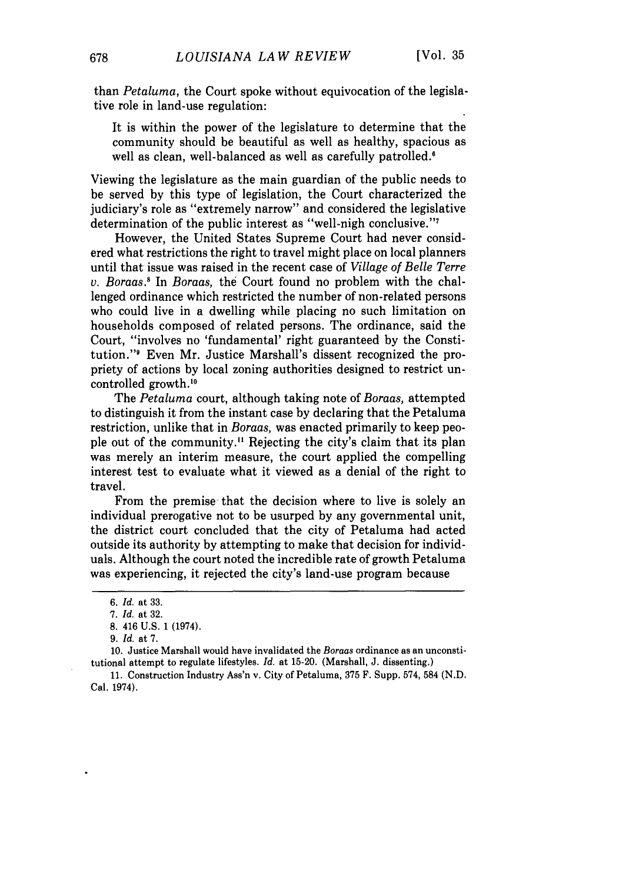than *Petaluma*, the Court spoke without equivocation of the legislative role in land-use regulation:

> It is within the power of the legislature to determine that the community should be beautiful as well as healthy, spacious as well as clean, well-balanced as well as carefully patrolled.[6]

Viewing the legislature as the main guardian of the public needs to be served by this type of legislation, the Court characterized the judiciary's role as "extremely narrow" and considered the legislative determination of the public interest as "well-nigh conclusive."[7]

However, the United States Supreme Court had never considered what restrictions the right to travel might place on local planners until that issue was raised in the recent case of *Village of Belle Terre v. Boraas*.[8] In *Boraas*, the Court found no problem with the challenged ordinance which restricted the number of non-related persons who could live in a dwelling while placing no such limitation on households composed of related persons. The ordinance, said the Court, "involves no 'fundamental' right guaranteed by the Constitution."[9] Even Mr. Justice Marshall's dissent recognized the propriety of actions by local zoning authorities designed to restrict uncontrolled growth.[10]

The *Petaluma* court, although taking note of *Boraas*, attempted to distinguish it from the instant case by declaring that the Petaluma restriction, unlike that in *Boraas*, was enacted primarily to keep people out of the community.[11] Rejecting the city's claim that its plan was merely an interim measure, the court applied the compelling interest test to evaluate what it viewed as a denial of the right to travel.

From the premise that the decision where to live is solely an individual prerogative not to be usurped by any governmental unit, the district court concluded that the city of Petaluma had acted outside its authority by attempting to make that decision for individuals. Although the court noted the incredible rate of growth Petaluma was experiencing, it rejected the city's land-use program because

---

6. *Id.* at 33.

7. *Id.* at 32.

8. 416 U.S. 1 (1974).

9. *Id.* at 7.

10. Justice Marshall would have invalidated the *Boraas* ordinance as an unconstitutional attempt to regulate lifestyles. *Id.* at 15-20. (Marshall, J. dissenting.)

11. Construction Industry Ass'n v. City of Petaluma, 375 F. Supp. 574, 584 (N.D. Cal. 1974).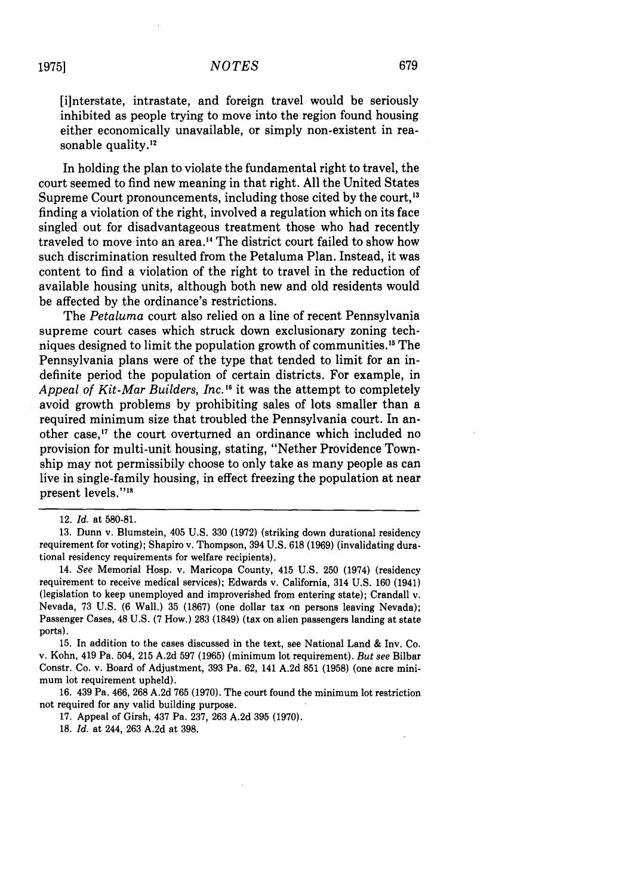[i]nterstate, intrastate, and foreign travel would be seriously inhibited as people trying to move into the region found housing either economically unavailable, or simply non-existent in reasonable quality.[12]

In holding the plan to violate the fundamental right to travel, the court seemed to find new meaning in that right. All the United States Supreme Court pronouncements, including those cited by the court,[13] finding a violation of the right, involved a regulation which on its face singled out for disadvantageous treatment those who had recently traveled to move into an area.[14] The district court failed to show how such discrimination resulted from the Petaluma Plan. Instead, it was content to find a violation of the right to travel in the reduction of available housing units, although both new and old residents would be affected by the ordinance's restrictions.

The *Petaluma* court also relied on a line of recent Pennsylvania supreme court cases which struck down exclusionary zoning techniques designed to limit the population growth of communities.[15] The Pennsylvania plans were of the type that tended to limit for an indefinite period the population of certain districts. For example, in *Appeal of Kit-Mar Builders, Inc.*[16] it was the attempt to completely avoid growth problems by prohibiting sales of lots smaller than a required minimum size that troubled the Pennsylvania court. In another case,[17] the court overturned an ordinance which included no provision for multi-unit housing, stating, "Nether Providence Township may not permissibily choose to only take as many people as can live in single-family housing, in effect freezing the population at near present levels."[18]

---

12. *Id.* at 580-81.

13. Dunn v. Blumstein, 405 U.S. 330 (1972) (striking down durational residency requirement for voting); Shapiro v. Thompson, 394 U.S. 618 (1969) (invalidating durational residency requirements for welfare recipients).

14. *See* Memorial Hosp. v. Maricopa County, 415 U.S. 250 (1974) (residency requirement to receive medical services); Edwards v. California, 314 U.S. 160 (1941) (legislation to keep unemployed and improverished from entering state); Crandall v. Nevada, 73 U.S. (6 Wall.) 35 (1867) (one dollar tax on persons leaving Nevada); Passenger Cases, 48 U.S. (7 How.) 283 (1849) (tax on alien passengers landing at state ports).

15. In addition to the cases discussed in the text, see National Land & Inv. Co. v. Kohn, 419 Pa. 504, 215 A.2d 597 (1965) (minimum lot requirement). *But see* Bilbar Constr. Co. v. Board of Adjustment, 393 Pa. 62, 141 A.2d 851 (1958) (one acre minimum lot requirement upheld).

16. 439 Pa. 466, 268 A.2d 765 (1970). The court found the minimum lot restriction not required for any valid building purpose.

17. Appeal of Girsh, 437 Pa. 237, 263 A.2d 395 (1970).

18. *Id.* at 244, 263 A.2d at 398.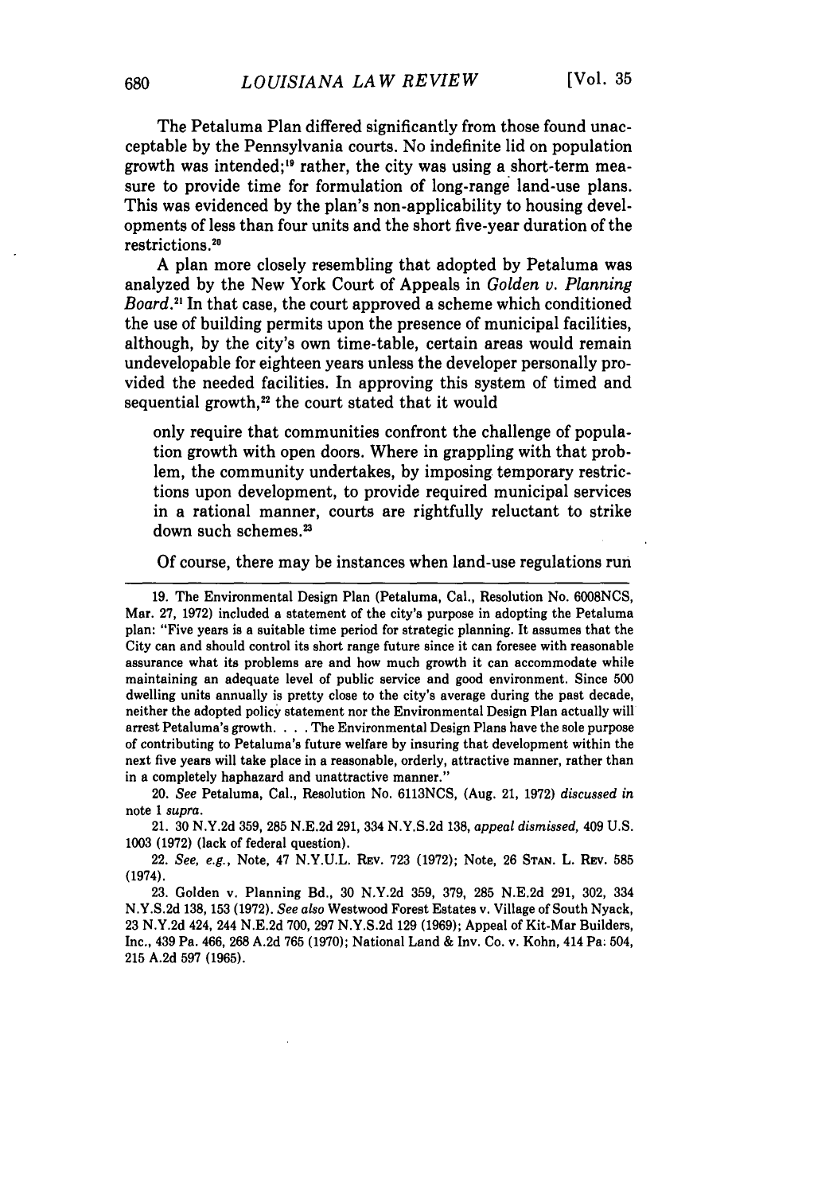The Petaluma Plan differed significantly from those found unacceptable by the Pennsylvania courts. No indefinite lid on population growth was intended;[19] rather, the city was using a short-term measure to provide time for formulation of long-range land-use plans. This was evidenced by the plan's non-applicability to housing developments of less than four units and the short five-year duration of the restrictions.[20]

A plan more closely resembling that adopted by Petaluma was analyzed by the New York Court of Appeals in *Golden v. Planning Board*.[21] In that case, the court approved a scheme which conditioned the use of building permits upon the presence of municipal facilities, although, by the city's own time-table, certain areas would remain undevelopable for eighteen years unless the developer personally provided the needed facilities. In approving this system of timed and sequential growth,[22] the court stated that it would

> only require that communities confront the challenge of population growth with open doors. Where in grappling with that problem, the community undertakes, by imposing temporary restrictions upon development, to provide required municipal services in a rational manner, courts are rightfully reluctant to strike down such schemes.[23]

Of course, there may be instances when land-use regulations run

---

19. The Environmental Design Plan (Petaluma, Cal., Resolution No. 6008NCS, Mar. 27, 1972) included a statement of the city's purpose in adopting the Petaluma plan: "Five years is a suitable time period for strategic planning. It assumes that the City can and should control its short range future since it can foresee with reasonable assurance what its problems are and how much growth it can accommodate while maintaining an adequate level of public service and good environment. Since 500 dwelling units annually is pretty close to the city's average during the past decade, neither the adopted policy statement nor the Environmental Design Plan actually will arrest Petaluma's growth. . . . The Environmental Design Plans have the sole purpose of contributing to Petaluma's future welfare by insuring that development within the next five years will take place in a reasonable, orderly, attractive manner, rather than in a completely haphazard and unattractive manner."

20. *See* Petaluma, Cal., Resolution No. 6113NCS, (Aug. 21, 1972) *discussed in* note 1 *supra*.

21. 30 N.Y.2d 359, 285 N.E.2d 291, 334 N.Y.S.2d 138, *appeal dismissed,* 409 U.S. 1003 (1972) (lack of federal question).

22. *See, e.g.,* Note, 47 N.Y.U.L. Rev. 723 (1972); Note, 26 Stan. L. Rev. 585 (1974).

23. Golden v. Planning Bd., 30 N.Y.2d 359, 379, 285 N.E.2d 291, 302, 334 N.Y.S.2d 138, 153 (1972). *See also* Westwood Forest Estates v. Village of South Nyack, 23 N.Y.2d 424, 244 N.E.2d 700, 297 N.Y.S.2d 129 (1969); Appeal of Kit-Mar Builders, Inc., 439 Pa. 466, 268 A.2d 765 (1970); National Land & Inv. Co. v. Kohn, 414 Pa. 504, 215 A.2d 597 (1965).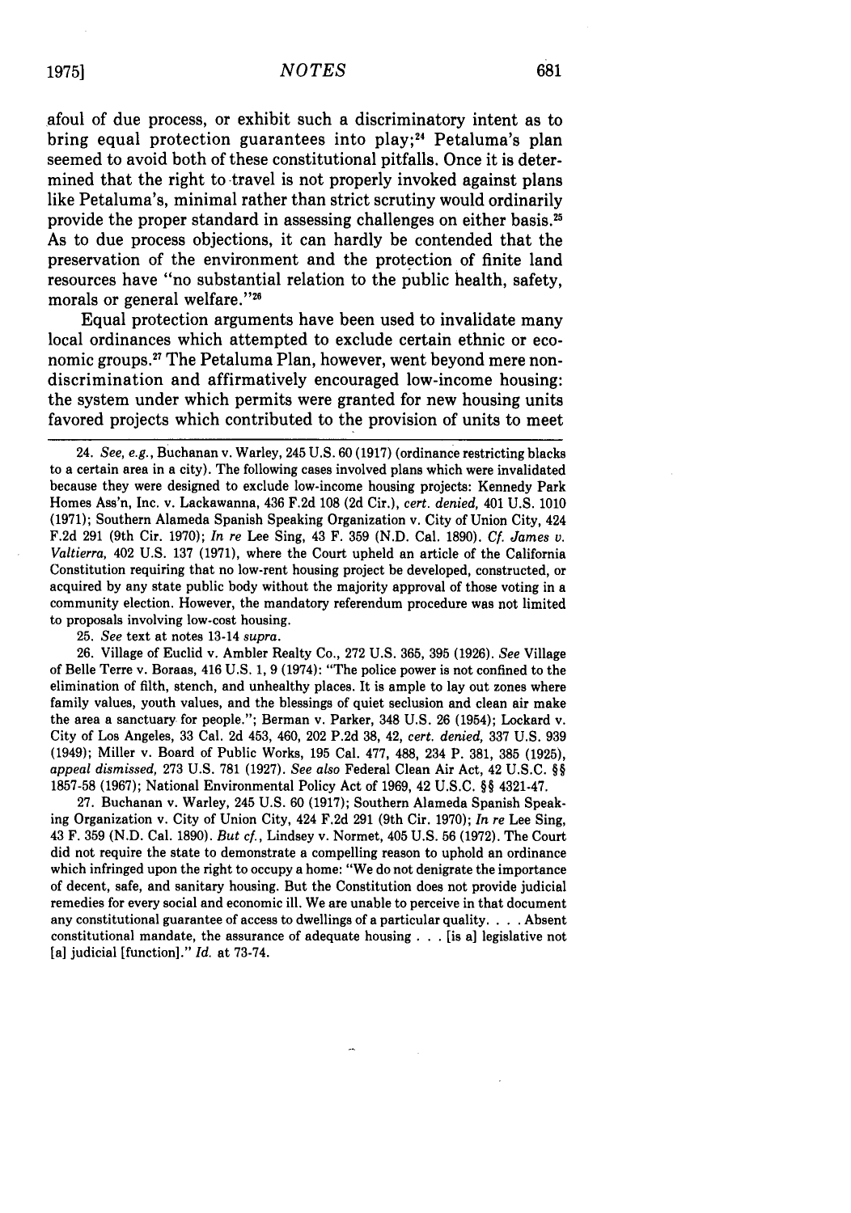afoul of due process, or exhibit such a discriminatory intent as to bring equal protection guarantees into play;[24] Petaluma's plan seemed to avoid both of these constitutional pitfalls. Once it is determined that the right to travel is not properly invoked against plans like Petaluma's, minimal rather than strict scrutiny would ordinarily provide the proper standard in assessing challenges on either basis.[25] As to due process objections, it can hardly be contended that the preservation of the environment and the protection of finite land resources have "no substantial relation to the public health, safety, morals or general welfare."[26]

Equal protection arguments have been used to invalidate many local ordinances which attempted to exclude certain ethnic or economic groups.[27] The Petaluma Plan, however, went beyond mere nondiscrimination and affirmatively encouraged low-income housing: the system under which permits were granted for new housing units favored projects which contributed to the provision of units to meet

---

24. *See, e.g.*, Buchanan v. Warley, 245 U.S. 60 (1917) (ordinance restricting blacks to a certain area in a city). The following cases involved plans which were invalidated because they were designed to exclude low-income housing projects: Kennedy Park Homes Ass'n, Inc. v. Lackawanna, 436 F.2d 108 (2d Cir.), *cert. denied*, 401 U.S. 1010 (1971); Southern Alameda Spanish Speaking Organization v. City of Union City, 424 F.2d 291 (9th Cir. 1970); *In re* Lee Sing, 43 F. 359 (N.D. Cal. 1890). *Cf. James v. Valtierra*, 402 U.S. 137 (1971), where the Court upheld an article of the California Constitution requiring that no low-rent housing project be developed, constructed, or acquired by any state public body without the majority approval of those voting in a community election. However, the mandatory referendum procedure was not limited to proposals involving low-cost housing.

25. *See* text at notes 13-14 *supra*.

26. Village of Euclid v. Ambler Realty Co., 272 U.S. 365, 395 (1926). *See* Village of Belle Terre v. Boraas, 416 U.S. 1, 9 (1974): "The police power is not confined to the elimination of filth, stench, and unhealthy places. It is ample to lay out zones where family values, youth values, and the blessings of quiet seclusion and clean air make the area a sanctuary for people."; Berman v. Parker, 348 U.S. 26 (1954); Lockard v. City of Los Angeles, 33 Cal. 2d 453, 460, 202 P.2d 38, 42, *cert. denied*, 337 U.S. 939 (1949); Miller v. Board of Public Works, 195 Cal. 477, 488, 234 P. 381, 385 (1925), *appeal dismissed*, 273 U.S. 781 (1927). *See also* Federal Clean Air Act, 42 U.S.C. §§ 1857-58 (1967); National Environmental Policy Act of 1969, 42 U.S.C. §§ 4321-47.

27. Buchanan v. Warley, 245 U.S. 60 (1917); Southern Alameda Spanish Speaking Organization v. City of Union City, 424 F.2d 291 (9th Cir. 1970); *In re* Lee Sing, 43 F. 359 (N.D. Cal. 1890). *But cf.*, Lindsey v. Normet, 405 U.S. 56 (1972). The Court did not require the state to demonstrate a compelling reason to uphold an ordinance which infringed upon the right to occupy a home: "We do not denigrate the importance of decent, safe, and sanitary housing. But the Constitution does not provide judicial remedies for every social and economic ill. We are unable to perceive in that document any constitutional guarantee of access to dwellings of a particular quality. . . . Absent constitutional mandate, the assurance of adequate housing . . . [is a] legislative not [a] judicial [function]." *Id.* at 73-74.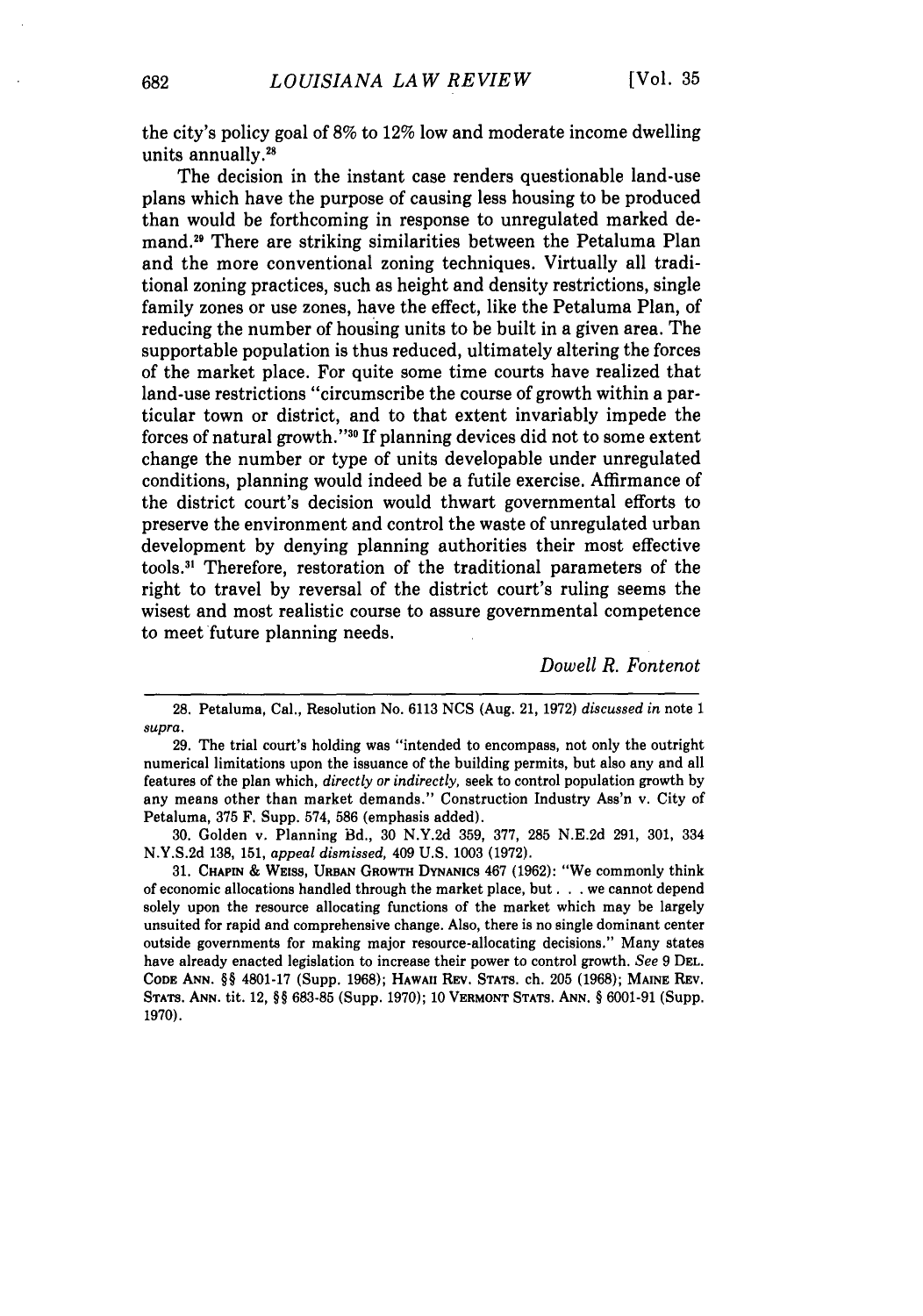the city's policy goal of 8% to 12% low and moderate income dwelling units annually.[28]

The decision in the instant case renders questionable land-use plans which have the purpose of causing less housing to be produced than would be forthcoming in response to unregulated marked demand.[29] There are striking similarities between the Petaluma Plan and the more conventional zoning techniques. Virtually all traditional zoning practices, such as height and density restrictions, single family zones or use zones, have the effect, like the Petaluma Plan, of reducing the number of housing units to be built in a given area. The supportable population is thus reduced, ultimately altering the forces of the market place. For quite some time courts have realized that land-use restrictions "circumscribe the course of growth within a particular town or district, and to that extent invariably impede the forces of natural growth."[30] If planning devices did not to some extent change the number or type of units developable under unregulated conditions, planning would indeed be a futile exercise. Affirmance of the district court's decision would thwart governmental efforts to preserve the environment and control the waste of unregulated urban development by denying planning authorities their most effective tools.[31] Therefore, restoration of the traditional parameters of the right to travel by reversal of the district court's ruling seems the wisest and most realistic course to assure governmental competence to meet future planning needs.

*Dowell R. Fontenot*

---

28. Petaluma, Cal., Resolution No. 6113 NCS (Aug. 21, 1972) *discussed in* note 1 *supra*.

29. The trial court's holding was "intended to encompass, not only the outright numerical limitations upon the issuance of the building permits, but also any and all features of the plan which, *directly or indirectly*, seek to control population growth by any means other than market demands." Construction Industry Ass'n v. City of Petaluma, 375 F. Supp. 574, 586 (emphasis added).

30. Golden v. Planning Bd., 30 N.Y.2d 359, 377, 285 N.E.2d 291, 301, 334 N.Y.S.2d 138, 151, *appeal dismissed*, 409 U.S. 1003 (1972).

31. CHAPIN & WEISS, URBAN GROWTH DYNAMICS 467 (1962): "We commonly think of economic allocations handled through the market place, but . . . we cannot depend solely upon the resource allocating functions of the market which may be largely unsuited for rapid and comprehensive change. Also, there is no single dominant center outside governments for making major resource-allocating decisions." Many states have already enacted legislation to increase their power to control growth. *See* 9 DEL. CODE ANN. §§ 4801-17 (Supp. 1968); HAWAII REV. STATS. ch. 205 (1968); MAINE REV. STATS. ANN. tit. 12, §§ 683-85 (Supp. 1970); 10 VERMONT STATS. ANN. § 6001-91 (Supp. 1970).